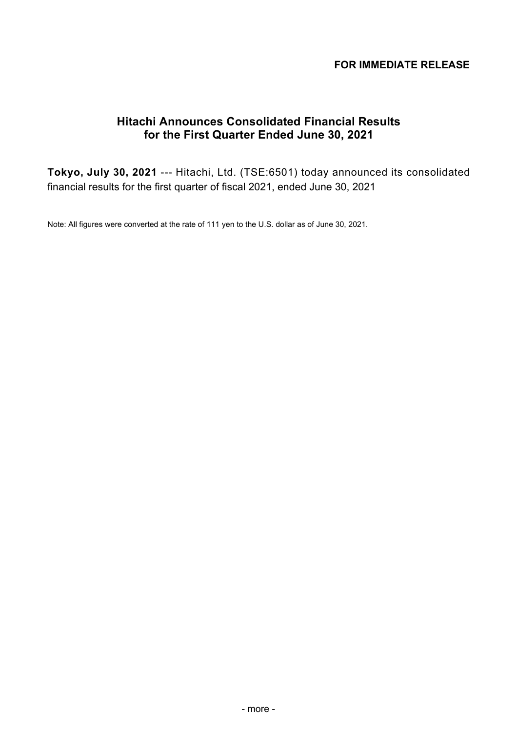**FOR IMMEDIATE RELEASE**

# Hitachi Announces Consolidated Financial Results for the First Quarter Ended June 30, 2021

**Tokyo, July 30, 2021** --- Hitachi, Ltd. (TSE:6501) today announced its consolidated financial results for the first quarter of fiscal 2021, ended June 30, 2021

Note: All figures were converted at the rate of 111 yen to the U.S. dollar as of June 30, 2021.

- more -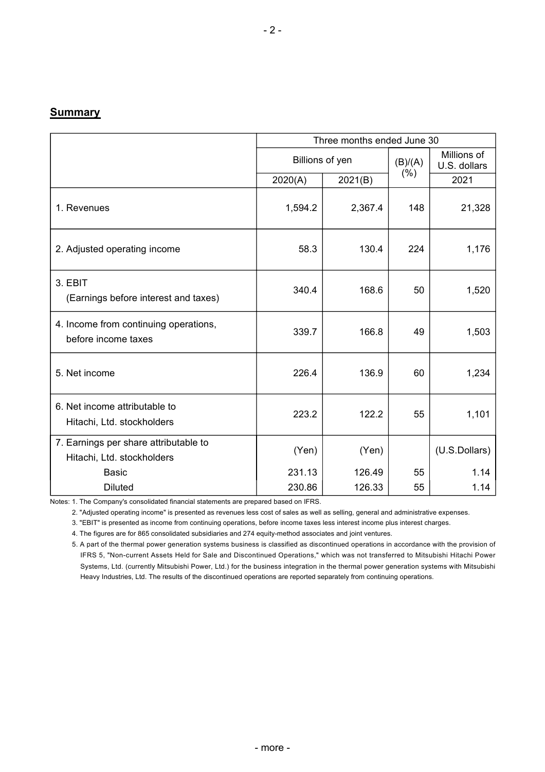## Summary

| | Three months ended June 30 | | | |
|---|---|---|---|---|
| | Billions of yen | | (B)/(A) (%) | Millions of U.S. dollars |
| | 2020(A) | 2021(B) | | 2021 |
| 1. Revenues | 1,594.2 | 2,367.4 | 148 | 21,328 |
| 2. Adjusted operating income | 58.3 | 130.4 | 224 | 1,176 |
| 3. EBIT (Earnings before interest and taxes) | 340.4 | 168.6 | 50 | 1,520 |
| 4. Income from continuing operations, before income taxes | 339.7 | 166.8 | 49 | 1,503 |
| 5. Net income | 226.4 | 136.9 | 60 | 1,234 |
| 6. Net income attributable to Hitachi, Ltd. stockholders | 223.2 | 122.2 | 55 | 1,101 |
| 7. Earnings per share attributable to Hitachi, Ltd. stockholders | (Yen) | (Yen) | | (U.S.Dollars) |
| Basic | 231.13 | 126.49 | 55 | 1.14 |
| Diluted | 230.86 | 126.33 | 55 | 1.14 |

Notes: 1. The Company's consolidated financial statements are prepared based on IFRS.

2. "Adjusted operating income" is presented as revenues less cost of sales as well as selling, general and administrative expenses.

3. "EBIT" is presented as income from continuing operations, before income taxes less interest income plus interest charges.

4. The figures are for 865 consolidated subsidiaries and 274 equity-method associates and joint ventures.

5. A part of the thermal power generation systems business is classified as discontinued operations in accordance with the provision of IFRS 5, "Non-current Assets Held for Sale and Discontinued Operations," which was not transferred to Mitsubishi Hitachi Power Systems, Ltd. (currently Mitsubishi Power, Ltd.) for the business integration in the thermal power generation systems with Mitsubishi Heavy Industries, Ltd. The results of the discontinued operations are reported separately from continuing operations.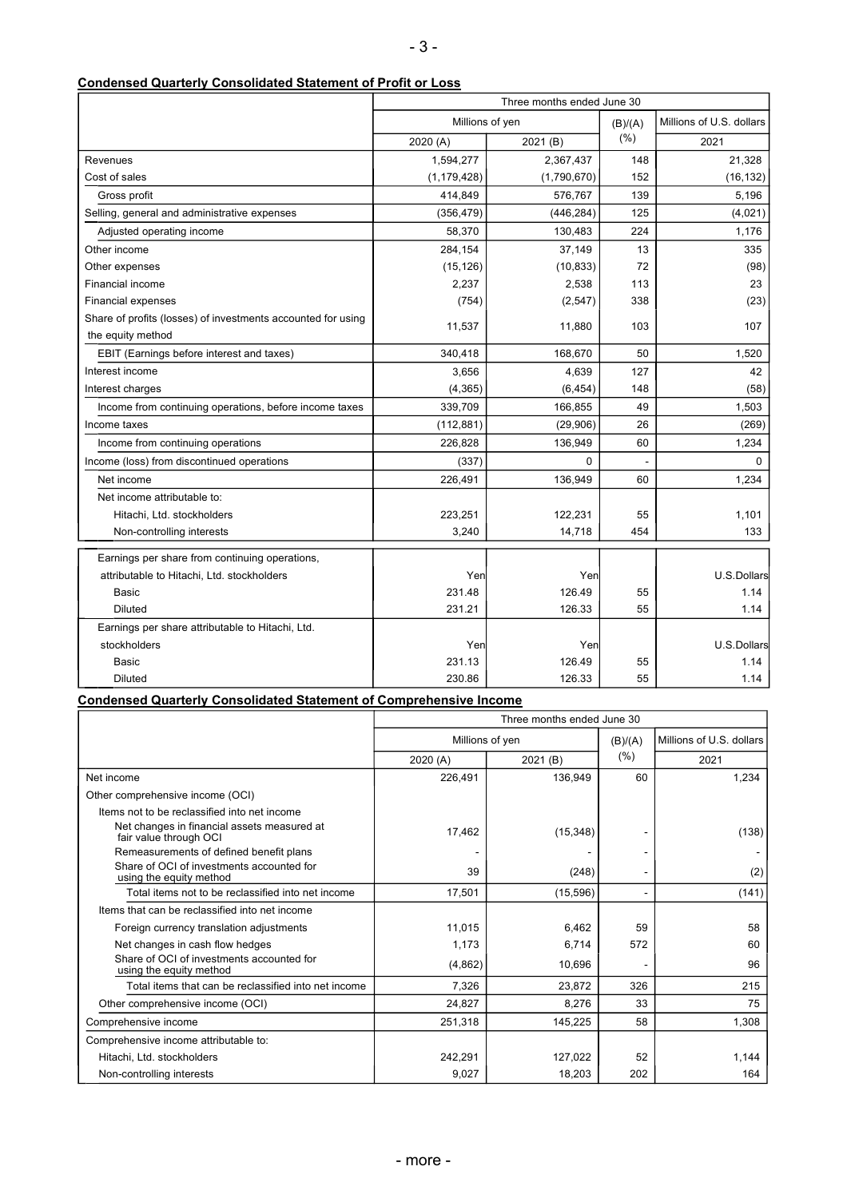**Condensed Quarterly Consolidated Statement of Profit or Loss**

| | Three months ended June 30 | | | |
|---|---|---|---|---|
| | Millions of yen | | (B)/(A) (%) | Millions of U.S. dollars |
| | 2020 (A) | 2021 (B) | | 2021 |
| Revenues | 1,594,277 | 2,367,437 | 148 | 21,328 |
| Cost of sales | (1,179,428) | (1,790,670) | 152 | (16,132) |
| Gross profit | 414,849 | 576,767 | 139 | 5,196 |
| Selling, general and administrative expenses | (356,479) | (446,284) | 125 | (4,021) |
| Adjusted operating income | 58,370 | 130,483 | 224 | 1,176 |
| Other income | 284,154 | 37,149 | 13 | 335 |
| Other expenses | (15,126) | (10,833) | 72 | (98) |
| Financial income | 2,237 | 2,538 | 113 | 23 |
| Financial expenses | (754) | (2,547) | 338 | (23) |
| Share of profits (losses) of investments accounted for using the equity method | 11,537 | 11,880 | 103 | 107 |
| EBIT (Earnings before interest and taxes) | 340,418 | 168,670 | 50 | 1,520 |
| Interest income | 3,656 | 4,639 | 127 | 42 |
| Interest charges | (4,365) | (6,454) | 148 | (58) |
| Income from continuing operations, before income taxes | 339,709 | 166,855 | 49 | 1,503 |
| Income taxes | (112,881) | (29,906) | 26 | (269) |
| Income from continuing operations | 226,828 | 136,949 | 60 | 1,234 |
| Income (loss) from discontinued operations | (337) | 0 | - | 0 |
| Net income | 226,491 | 136,949 | 60 | 1,234 |
| Net income attributable to: | | | | |
| Hitachi, Ltd. stockholders | 223,251 | 122,231 | 55 | 1,101 |
| Non-controlling interests | 3,240 | 14,718 | 454 | 133 |
| Earnings per share from continuing operations, attributable to Hitachi, Ltd. stockholders | Yen | Yen | | U.S.Dollars |
| Basic | 231.48 | 126.49 | 55 | 1.14 |
| Diluted | 231.21 | 126.33 | 55 | 1.14 |
| Earnings per share attributable to Hitachi, Ltd. stockholders | Yen | Yen | | U.S.Dollars |
| Basic | 231.13 | 126.49 | 55 | 1.14 |
| Diluted | 230.86 | 126.33 | 55 | 1.14 |

**Condensed Quarterly Consolidated Statement of Comprehensive Income**

| | Three months ended June 30 | | | |
|---|---|---|---|---|
| | Millions of yen | | (B)/(A) (%) | Millions of U.S. dollars |
| | 2020 (A) | 2021 (B) | | 2021 |
| Net income | 226,491 | 136,949 | 60 | 1,234 |
| Other comprehensive income (OCI) | | | | |
| Items not to be reclassified into net income | | | | |
| Net changes in financial assets measured at fair value through OCI | 17,462 | (15,348) | - | (138) |
| Remeasurements of defined benefit plans | - | - | - | - |
| Share of OCI of investments accounted for using the equity method | 39 | (248) | - | (2) |
| Total items not to be reclassified into net income | 17,501 | (15,596) | - | (141) |
| Items that can be reclassified into net income | | | | |
| Foreign currency translation adjustments | 11,015 | 6,462 | 59 | 58 |
| Net changes in cash flow hedges | 1,173 | 6,714 | 572 | 60 |
| Share of OCI of investments accounted for using the equity method | (4,862) | 10,696 | - | 96 |
| Total items that can be reclassified into net income | 7,326 | 23,872 | 326 | 215 |
| Other comprehensive income (OCI) | 24,827 | 8,276 | 33 | 75 |
| Comprehensive income | 251,318 | 145,225 | 58 | 1,308 |
| Comprehensive income attributable to: | | | | |
| Hitachi, Ltd. stockholders | 242,291 | 127,022 | 52 | 1,144 |
| Non-controlling interests | 9,027 | 18,203 | 202 | 164 |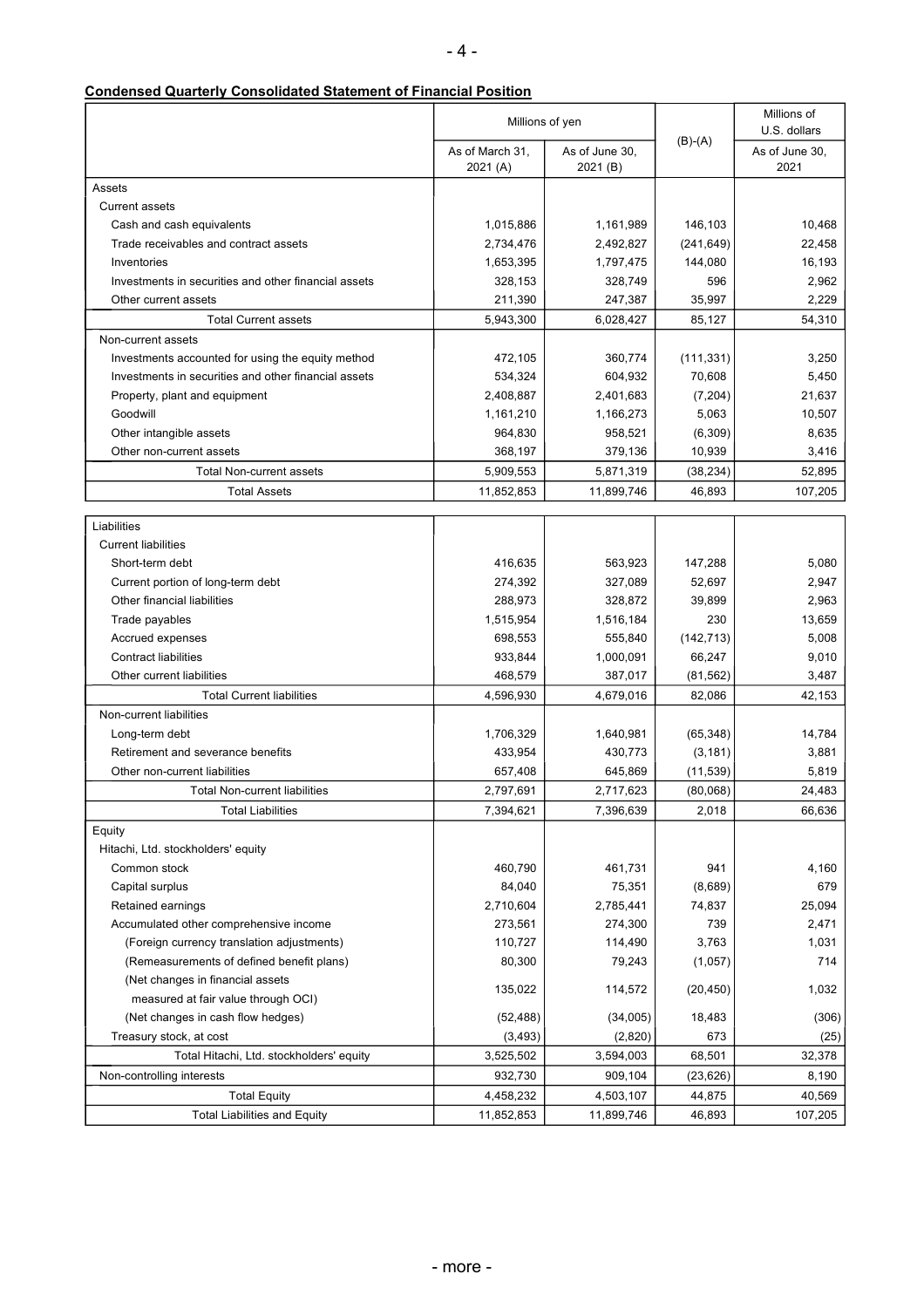**Condensed Quarterly Consolidated Statement of Financial Position**

| | Millions of yen | | (B)-(A) | Millions of U.S. dollars |
|---|---|---|---|---|
| | As of March 31, 2021 (A) | As of June 30, 2021 (B) | | As of June 30, 2021 |
| Assets | | | | |
| Current assets | | | | |
| Cash and cash equivalents | 1,015,886 | 1,161,989 | 146,103 | 10,468 |
| Trade receivables and contract assets | 2,734,476 | 2,492,827 | (241,649) | 22,458 |
| Inventories | 1,653,395 | 1,797,475 | 144,080 | 16,193 |
| Investments in securities and other financial assets | 328,153 | 328,749 | 596 | 2,962 |
| Other current assets | 211,390 | 247,387 | 35,997 | 2,229 |
| Total Current assets | 5,943,300 | 6,028,427 | 85,127 | 54,310 |
| Non-current assets | | | | |
| Investments accounted for using the equity method | 472,105 | 360,774 | (111,331) | 3,250 |
| Investments in securities and other financial assets | 534,324 | 604,932 | 70,608 | 5,450 |
| Property, plant and equipment | 2,408,887 | 2,401,683 | (7,204) | 21,637 |
| Goodwill | 1,161,210 | 1,166,273 | 5,063 | 10,507 |
| Other intangible assets | 964,830 | 958,521 | (6,309) | 8,635 |
| Other non-current assets | 368,197 | 379,136 | 10,939 | 3,416 |
| Total Non-current assets | 5,909,553 | 5,871,319 | (38,234) | 52,895 |
| Total Assets | 11,852,853 | 11,899,746 | 46,893 | 107,205 |
| Liabilities | | | | |
| Current liabilities | | | | |
| Short-term debt | 416,635 | 563,923 | 147,288 | 5,080 |
| Current portion of long-term debt | 274,392 | 327,089 | 52,697 | 2,947 |
| Other financial liabilities | 288,973 | 328,872 | 39,899 | 2,963 |
| Trade payables | 1,515,954 | 1,516,184 | 230 | 13,659 |
| Accrued expenses | 698,553 | 555,840 | (142,713) | 5,008 |
| Contract liabilities | 933,844 | 1,000,091 | 66,247 | 9,010 |
| Other current liabilities | 468,579 | 387,017 | (81,562) | 3,487 |
| Total Current liabilities | 4,596,930 | 4,679,016 | 82,086 | 42,153 |
| Non-current liabilities | | | | |
| Long-term debt | 1,706,329 | 1,640,981 | (65,348) | 14,784 |
| Retirement and severance benefits | 433,954 | 430,773 | (3,181) | 3,881 |
| Other non-current liabilities | 657,408 | 645,869 | (11,539) | 5,819 |
| Total Non-current liabilities | 2,797,691 | 2,717,623 | (80,068) | 24,483 |
| Total Liabilities | 7,394,621 | 7,396,639 | 2,018 | 66,636 |
| Equity | | | | |
| Hitachi, Ltd. stockholders' equity | | | | |
| Common stock | 460,790 | 461,731 | 941 | 4,160 |
| Capital surplus | 84,040 | 75,351 | (8,689) | 679 |
| Retained earnings | 2,710,604 | 2,785,441 | 74,837 | 25,094 |
| Accumulated other comprehensive income | 273,561 | 274,300 | 739 | 2,471 |
| (Foreign currency translation adjustments) | 110,727 | 114,490 | 3,763 | 1,031 |
| (Remeasurements of defined benefit plans) | 80,300 | 79,243 | (1,057) | 714 |
| (Net changes in financial assets measured at fair value through OCI) | 135,022 | 114,572 | (20,450) | 1,032 |
| (Net changes in cash flow hedges) | (52,488) | (34,005) | 18,483 | (306) |
| Treasury stock, at cost | (3,493) | (2,820) | 673 | (25) |
| Total Hitachi, Ltd. stockholders' equity | 3,525,502 | 3,594,003 | 68,501 | 32,378 |
| Non-controlling interests | 932,730 | 909,104 | (23,626) | 8,190 |
| Total Equity | 4,458,232 | 4,503,107 | 44,875 | 40,569 |
| Total Liabilities and Equity | 11,852,853 | 11,899,746 | 46,893 | 107,205 |

- more -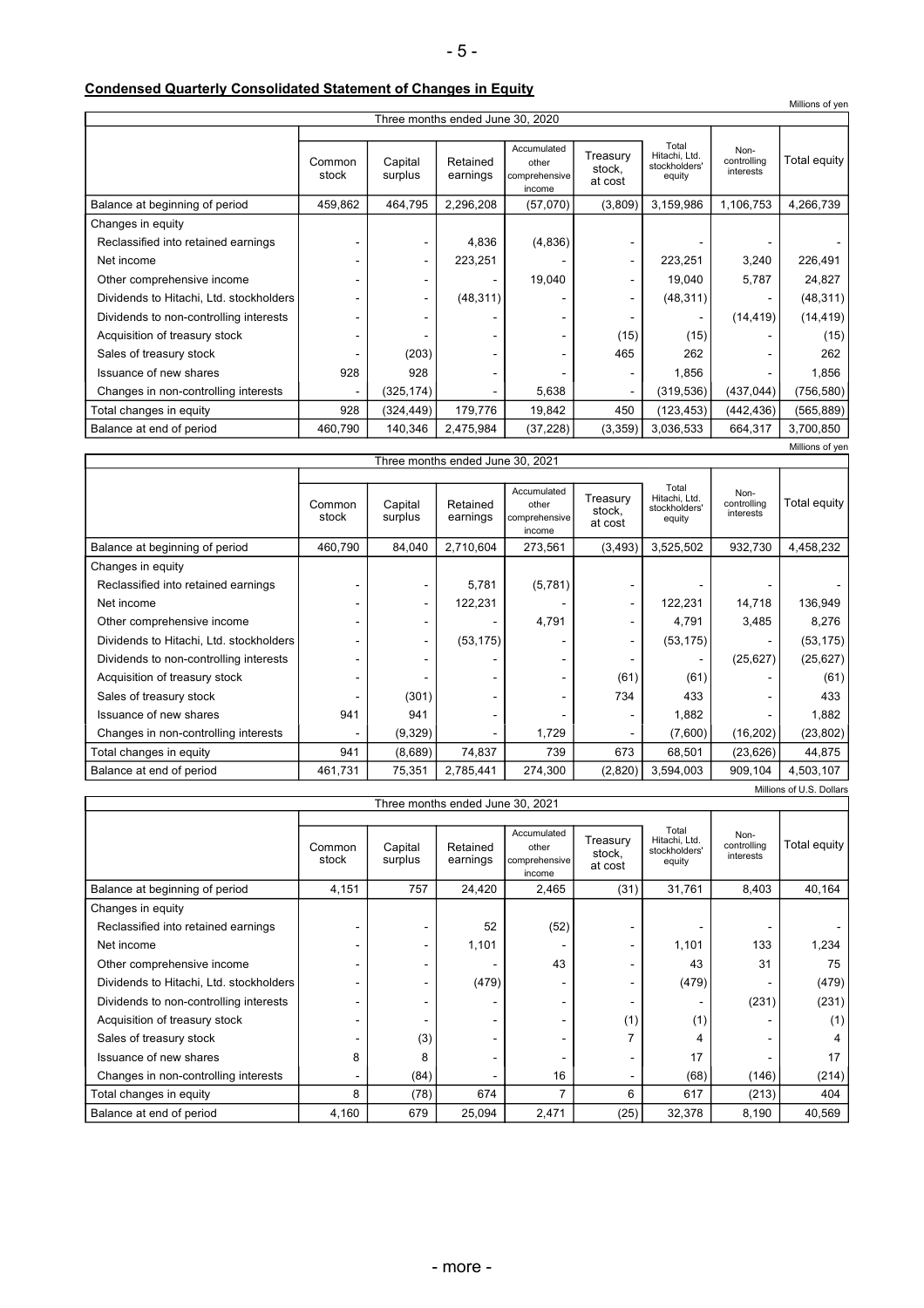**Condensed Quarterly Consolidated Statement of Changes in Equity**

Millions of yen

| Three months ended June 30, 2020 | Common stock | Capital surplus | Retained earnings | Accumulated other comprehensive income | Treasury stock, at cost | Total Hitachi, Ltd. stockholders' equity | Non-controlling interests | Total equity |
|---|---|---|---|---|---|---|---|---|
| Balance at beginning of period | 459,862 | 464,795 | 2,296,208 | (57,070) | (3,809) | 3,159,986 | 1,106,753 | 4,266,739 |
| Changes in equity | | | | | | | | |
| Reclassified into retained earnings | - | - | 4,836 | (4,836) | - | - | - | - |
| Net income | - | - | 223,251 | - | - | 223,251 | 3,240 | 226,491 |
| Other comprehensive income | - | - | - | 19,040 | - | 19,040 | 5,787 | 24,827 |
| Dividends to Hitachi, Ltd. stockholders | - | - | (48,311) | - | - | (48,311) | - | (48,311) |
| Dividends to non-controlling interests | - | - | - | - | - | - | (14,419) | (14,419) |
| Acquisition of treasury stock | - | - | - | - | (15) | (15) | - | (15) |
| Sales of treasury stock | - | (203) | - | - | 465 | 262 | - | 262 |
| Issuance of new shares | 928 | 928 | - | - | - | 1,856 | - | 1,856 |
| Changes in non-controlling interests | - | (325,174) | - | 5,638 | - | (319,536) | (437,044) | (756,580) |
| Total changes in equity | 928 | (324,449) | 179,776 | 19,842 | 450 | (123,453) | (442,436) | (565,889) |
| Balance at end of period | 460,790 | 140,346 | 2,475,984 | (37,228) | (3,359) | 3,036,533 | 664,317 | 3,700,850 |

Millions of yen

| Three months ended June 30, 2021 | Common stock | Capital surplus | Retained earnings | Accumulated other comprehensive income | Treasury stock, at cost | Total Hitachi, Ltd. stockholders' equity | Non-controlling interests | Total equity |
|---|---|---|---|---|---|---|---|---|
| Balance at beginning of period | 460,790 | 84,040 | 2,710,604 | 273,561 | (3,493) | 3,525,502 | 932,730 | 4,458,232 |
| Changes in equity | | | | | | | | |
| Reclassified into retained earnings | - | - | 5,781 | (5,781) | - | - | - | - |
| Net income | - | - | 122,231 | - | - | 122,231 | 14,718 | 136,949 |
| Other comprehensive income | - | - | - | 4,791 | - | 4,791 | 3,485 | 8,276 |
| Dividends to Hitachi, Ltd. stockholders | - | - | (53,175) | - | - | (53,175) | - | (53,175) |
| Dividends to non-controlling interests | - | - | - | - | - | - | (25,627) | (25,627) |
| Acquisition of treasury stock | - | - | - | - | (61) | (61) | - | (61) |
| Sales of treasury stock | - | (301) | - | - | 734 | 433 | - | 433 |
| Issuance of new shares | 941 | 941 | - | - | - | 1,882 | - | 1,882 |
| Changes in non-controlling interests | - | (9,329) | - | 1,729 | - | (7,600) | (16,202) | (23,802) |
| Total changes in equity | 941 | (8,689) | 74,837 | 739 | 673 | 68,501 | (23,626) | 44,875 |
| Balance at end of period | 461,731 | 75,351 | 2,785,441 | 274,300 | (2,820) | 3,594,003 | 909,104 | 4,503,107 |

Millions of U.S. Dollars

| Three months ended June 30, 2021 | Common stock | Capital surplus | Retained earnings | Accumulated other comprehensive income | Treasury stock, at cost | Total Hitachi, Ltd. stockholders' equity | Non-controlling interests | Total equity |
|---|---|---|---|---|---|---|---|---|
| Balance at beginning of period | 4,151 | 757 | 24,420 | 2,465 | (31) | 31,761 | 8,403 | 40,164 |
| Changes in equity | | | | | | | | |
| Reclassified into retained earnings | - | - | 52 | (52) | - | - | - | - |
| Net income | - | - | 1,101 | - | - | 1,101 | 133 | 1,234 |
| Other comprehensive income | - | - | - | 43 | - | 43 | 31 | 75 |
| Dividends to Hitachi, Ltd. stockholders | - | - | (479) | - | - | (479) | - | (479) |
| Dividends to non-controlling interests | - | - | - | - | - | - | (231) | (231) |
| Acquisition of treasury stock | - | - | - | - | (1) | (1) | - | (1) |
| Sales of treasury stock | - | (3) | - | - | 7 | 4 | - | 4 |
| Issuance of new shares | 8 | 8 | - | - | - | 17 | - | 17 |
| Changes in non-controlling interests | - | (84) | - | 16 | - | (68) | (146) | (214) |
| Total changes in equity | 8 | (78) | 674 | 7 | 6 | 617 | (213) | 404 |
| Balance at end of period | 4,160 | 679 | 25,094 | 2,471 | (25) | 32,378 | 8,190 | 40,569 |

- more -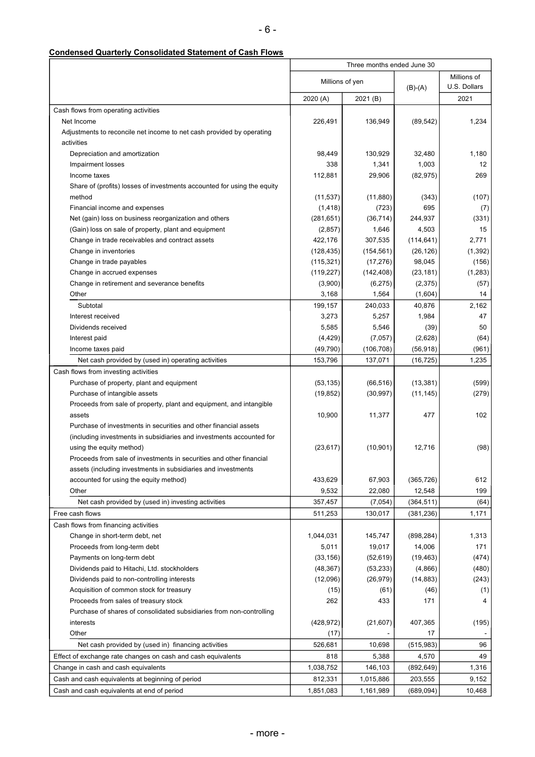**Condensed Quarterly Consolidated Statement of Cash Flows**

| | Three months ended June 30 | | | |
|---|---|---|---|---|
| | Millions of yen | | (B)-(A) | Millions of U.S. Dollars |
| | 2020 (A) | 2021 (B) | | 2021 |
| Cash flows from operating activities | | | | |
| Net Income | 226,491 | 136,949 | (89,542) | 1,234 |
| Adjustments to reconcile net income to net cash provided by operating activities | | | | |
| Depreciation and amortization | 98,449 | 130,929 | 32,480 | 1,180 |
| Impairment losses | 338 | 1,341 | 1,003 | 12 |
| Income taxes | 112,881 | 29,906 | (82,975) | 269 |
| Share of (profits) losses of investments accounted for using the equity method | (11,537) | (11,880) | (343) | (107) |
| Financial income and expenses | (1,418) | (723) | 695 | (7) |
| Net (gain) loss on business reorganization and others | (281,651) | (36,714) | 244,937 | (331) |
| (Gain) loss on sale of property, plant and equipment | (2,857) | 1,646 | 4,503 | 15 |
| Change in trade receivables and contract assets | 422,176 | 307,535 | (114,641) | 2,771 |
| Change in inventories | (128,435) | (154,561) | (26,126) | (1,392) |
| Change in trade payables | (115,321) | (17,276) | 98,045 | (156) |
| Change in accrued expenses | (119,227) | (142,408) | (23,181) | (1,283) |
| Change in retirement and severance benefits | (3,900) | (6,275) | (2,375) | (57) |
| Other | 3,168 | 1,564 | (1,604) | 14 |
| Subtotal | 199,157 | 240,033 | 40,876 | 2,162 |
| Interest received | 3,273 | 5,257 | 1,984 | 47 |
| Dividends received | 5,585 | 5,546 | (39) | 50 |
| Interest paid | (4,429) | (7,057) | (2,628) | (64) |
| Income taxes paid | (49,790) | (106,708) | (56,918) | (961) |
| Net cash provided by (used in) operating activities | 153,796 | 137,071 | (16,725) | 1,235 |
| Cash flows from investing activities | | | | |
| Purchase of property, plant and equipment | (53,135) | (66,516) | (13,381) | (599) |
| Purchase of intangible assets | (19,852) | (30,997) | (11,145) | (279) |
| Proceeds from sale of property, plant and equipment, and intangible assets | 10,900 | 11,377 | 477 | 102 |
| Purchase of investments in securities and other financial assets (including investments in subsidiaries and investments accounted for using the equity method) | (23,617) | (10,901) | 12,716 | (98) |
| Proceeds from sale of investments in securities and other financial assets (including investments in subsidiaries and investments accounted for using the equity method) | 433,629 | 67,903 | (365,726) | 612 |
| Other | 9,532 | 22,080 | 12,548 | 199 |
| Net cash provided by (used in) investing activities | 357,457 | (7,054) | (364,511) | (64) |
| Free cash flows | 511,253 | 130,017 | (381,236) | 1,171 |
| Cash flows from financing activities | | | | |
| Change in short-term debt, net | 1,044,031 | 145,747 | (898,284) | 1,313 |
| Proceeds from long-term debt | 5,011 | 19,017 | 14,006 | 171 |
| Payments on long-term debt | (33,156) | (52,619) | (19,463) | (474) |
| Dividends paid to Hitachi, Ltd. stockholders | (48,367) | (53,233) | (4,866) | (480) |
| Dividends paid to non-controlling interests | (12,096) | (26,979) | (14,883) | (243) |
| Acquisition of common stock for treasury | (15) | (61) | (46) | (1) |
| Proceeds from sales of treasury stock | 262 | 433 | 171 | 4 |
| Purchase of shares of consolidated subsidiaries from non-controlling interests | (428,972) | (21,607) | 407,365 | (195) |
| Other | (17) | - | 17 | - |
| Net cash provided by (used in) financing activities | 526,681 | 10,698 | (515,983) | 96 |
| Effect of exchange rate changes on cash and cash equivalents | 818 | 5,388 | 4,570 | 49 |
| Change in cash and cash equivalents | 1,038,752 | 146,103 | (892,649) | 1,316 |
| Cash and cash equivalents at beginning of period | 812,331 | 1,015,886 | 203,555 | 9,152 |
| Cash and cash equivalents at end of period | 1,851,083 | 1,161,989 | (689,094) | 10,468 |

- more -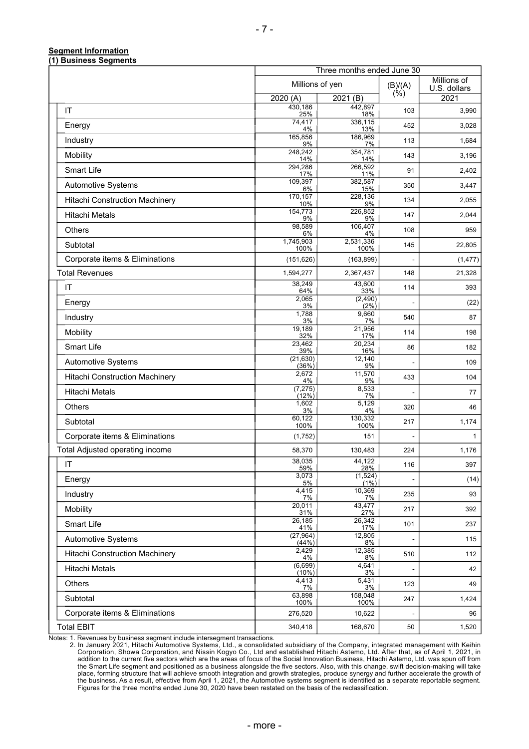**Segment Information**

**(1) Business Segments**

| | Three months ended June 30 | | | |
|---|---|---|---|---|
| | Millions of yen | | (B)/(A) (%) | Millions of U.S. dollars |
| | 2020 (A) | 2021 (B) | | 2021 |
| IT | 430,186<br>25% | 442,897<br>18% | 103 | 3,990 |
| Energy | 74,417<br>4% | 336,115<br>13% | 452 | 3,028 |
| Industry | 165,856<br>9% | 186,969<br>7% | 113 | 1,684 |
| Mobility | 248,242<br>14% | 354,781<br>14% | 143 | 3,196 |
| Smart Life | 294,286<br>17% | 266,592<br>11% | 91 | 2,402 |
| Automotive Systems | 109,397<br>6% | 382,587<br>15% | 350 | 3,447 |
| Hitachi Construction Machinery | 170,157<br>10% | 228,136<br>9% | 134 | 2,055 |
| Hitachi Metals | 154,773<br>9% | 226,852<br>9% | 147 | 2,044 |
| Others | 98,589<br>6% | 106,407<br>4% | 108 | 959 |
| Subtotal | 1,745,903<br>100% | 2,531,336<br>100% | 145 | 22,805 |
| Corporate items & Eliminations | (151,626) | (163,899) | - | (1,477) |
| Total Revenues | 1,594,277 | 2,367,437 | 148 | 21,328 |
| IT | 38,249<br>64% | 43,600<br>33% | 114 | 393 |
| Energy | 2,065<br>3% | (2,490)<br>(2%) | - | (22) |
| Industry | 1,788<br>3% | 9,660<br>7% | 540 | 87 |
| Mobility | 19,189<br>32% | 21,956<br>17% | 114 | 198 |
| Smart Life | 23,462<br>39% | 20,234<br>16% | 86 | 182 |
| Automotive Systems | (21,630)<br>(36%) | 12,140<br>9% | - | 109 |
| Hitachi Construction Machinery | 2,672<br>4% | 11,570<br>9% | 433 | 104 |
| Hitachi Metals | (7,275)<br>(12%) | 8,533<br>7% | - | 77 |
| Others | 1,602<br>3% | 5,129<br>4% | 320 | 46 |
| Subtotal | 60,122<br>100% | 130,332<br>100% | 217 | 1,174 |
| Corporate items & Eliminations | (1,752) | 151 | - | 1 |
| Total Adjusted operating income | 58,370 | 130,483 | 224 | 1,176 |
| IT | 38,035<br>59% | 44,122<br>28% | 116 | 397 |
| Energy | 3,073<br>5% | (1,524)<br>(1%) | - | (14) |
| Industry | 4,415<br>7% | 10,369<br>7% | 235 | 93 |
| Mobility | 20,011<br>31% | 43,477<br>27% | 217 | 392 |
| Smart Life | 26,185<br>41% | 26,342<br>17% | 101 | 237 |
| Automotive Systems | (27,964)<br>(44%) | 12,805<br>8% | - | 115 |
| Hitachi Construction Machinery | 2,429<br>4% | 12,385<br>8% | 510 | 112 |
| Hitachi Metals | (6,699)<br>(10%) | 4,641<br>3% | - | 42 |
| Others | 4,413<br>7% | 5,431<br>3% | 123 | 49 |
| Subtotal | 63,898<br>100% | 158,048<br>100% | 247 | 1,424 |
| Corporate items & Eliminations | 276,520 | 10,622 | - | 96 |
| Total EBIT | 340,418 | 168,670 | 50 | 1,520 |

Notes: 1. Revenues by business segment include intersegment transactions.

2. In January 2021, Hitachi Automotive Systems, Ltd., a consolidated subsidiary of the Company, integrated management with Keihin Corporation, Showa Corporation, and Nissin Kogyo Co., Ltd and established Hitachi Astemo, Ltd. After that, as of April 1, 2021, in addition to the current five sectors which are the areas of focus of the Social Innovation Business, Hitachi Astemo, Ltd. was spun off from the Smart Life segment and positioned as a business alongside the five sectors. Also, with this change, swift decision-making will take place, forming structure that will achieve smooth integration and growth strategies, produce synergy and further accelerate the growth of the business. As a result, effective from April 1, 2021, the Automotive systems segment is identified as a separate reportable segment. Figures for the three months ended June 30, 2020 have been restated on the basis of the reclassification.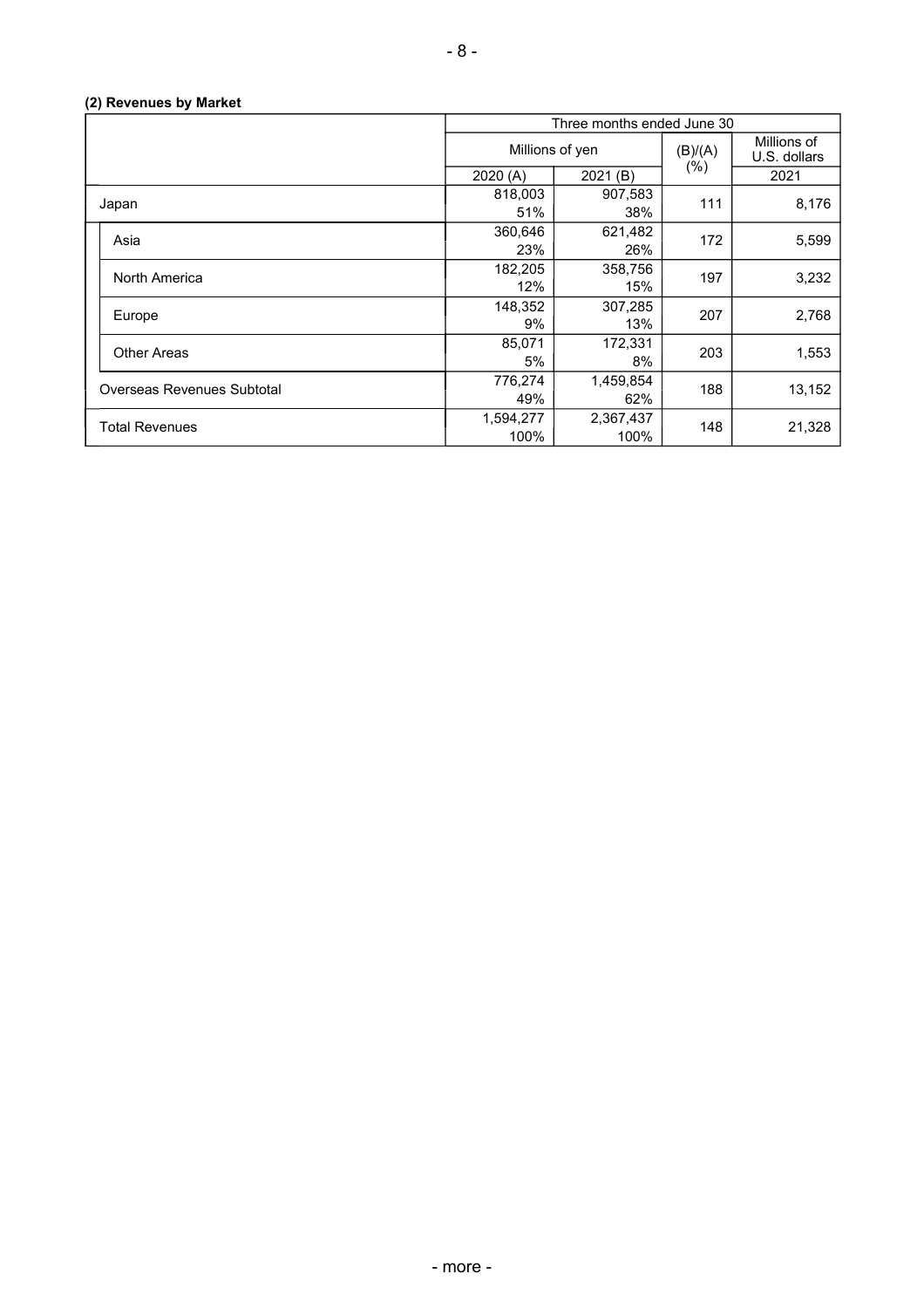### (2) Revenues by Market

| | Three months ended June 30 | | | |
|---|---|---|---|---|
| | Millions of yen | | (B)/(A) (%) | Millions of U.S. dollars |
| | 2020 (A) | 2021 (B) | | 2021 |
| Japan | 818,003<br>51% | 907,583<br>38% | 111 | 8,176 |
| Asia | 360,646<br>23% | 621,482<br>26% | 172 | 5,599 |
| North America | 182,205<br>12% | 358,756<br>15% | 197 | 3,232 |
| Europe | 148,352<br>9% | 307,285<br>13% | 207 | 2,768 |
| Other Areas | 85,071<br>5% | 172,331<br>8% | 203 | 1,553 |
| Overseas Revenues Subtotal | 776,274<br>49% | 1,459,854<br>62% | 188 | 13,152 |
| Total Revenues | 1,594,277<br>100% | 2,367,437<br>100% | 148 | 21,328 |

- more -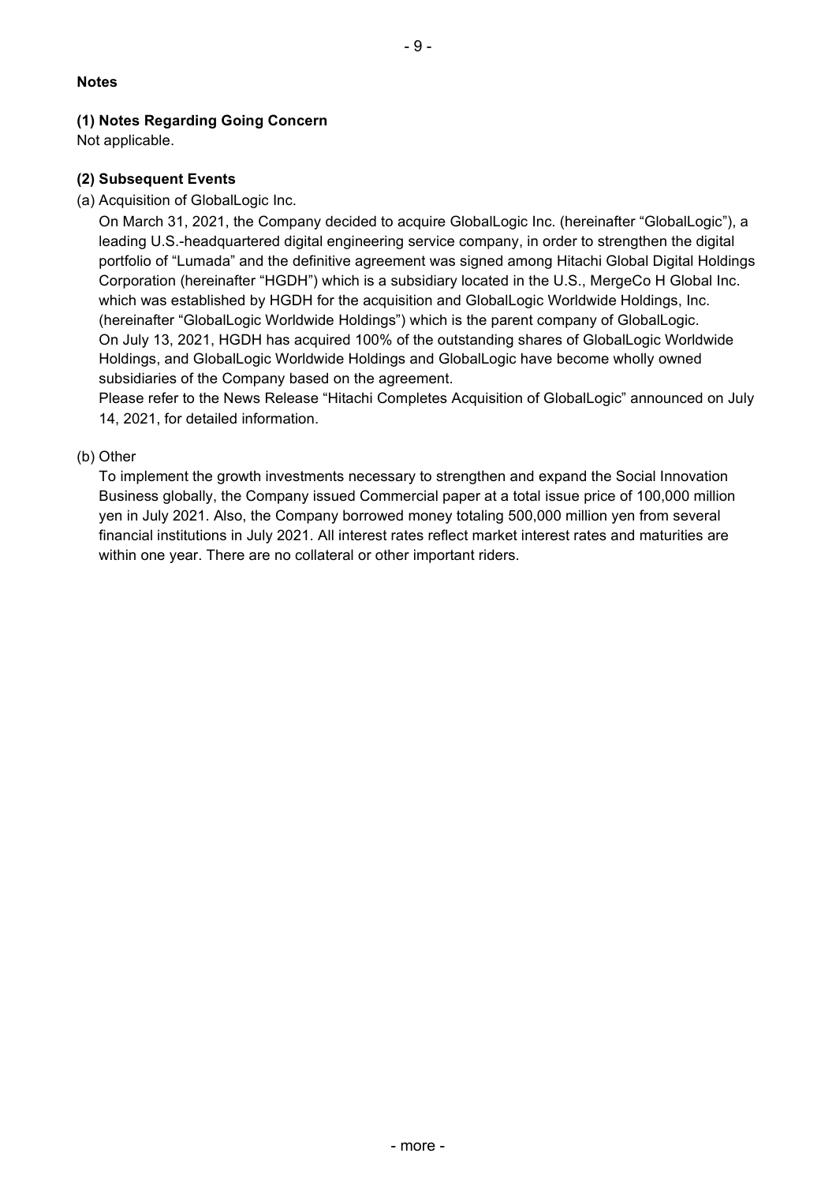**Notes**

**(1) Notes Regarding Going Concern**

Not applicable.

**(2) Subsequent Events**

(a) Acquisition of GlobalLogic Inc.

On March 31, 2021, the Company decided to acquire GlobalLogic Inc. (hereinafter "GlobalLogic"), a leading U.S.-headquartered digital engineering service company, in order to strengthen the digital portfolio of "Lumada" and the definitive agreement was signed among Hitachi Global Digital Holdings Corporation (hereinafter "HGDH") which is a subsidiary located in the U.S., MergeCo H Global Inc. which was established by HGDH for the acquisition and GlobalLogic Worldwide Holdings, Inc. (hereinafter "GlobalLogic Worldwide Holdings") which is the parent company of GlobalLogic.
On July 13, 2021, HGDH has acquired 100% of the outstanding shares of GlobalLogic Worldwide Holdings, and GlobalLogic Worldwide Holdings and GlobalLogic have become wholly owned subsidiaries of the Company based on the agreement.
Please refer to the News Release "Hitachi Completes Acquisition of GlobalLogic" announced on July 14, 2021, for detailed information.

(b) Other

To implement the growth investments necessary to strengthen and expand the Social Innovation Business globally, the Company issued Commercial paper at a total issue price of 100,000 million yen in July 2021. Also, the Company borrowed money totaling 500,000 million yen from several financial institutions in July 2021. All interest rates reflect market interest rates and maturities are within one year. There are no collateral or other important riders.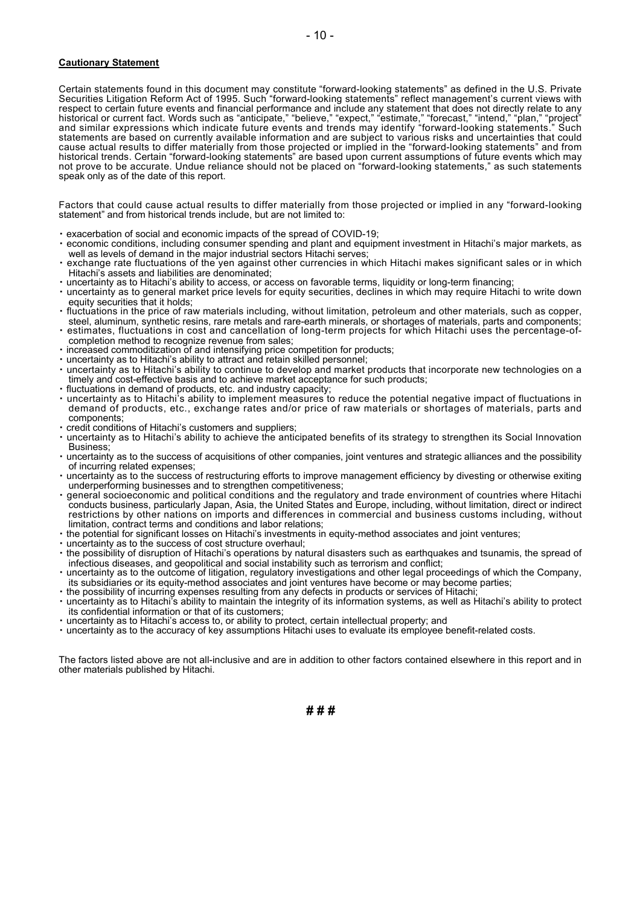**Cautionary Statement**

Certain statements found in this document may constitute "forward-looking statements" as defined in the U.S. Private Securities Litigation Reform Act of 1995. Such "forward-looking statements" reflect management's current views with respect to certain future events and financial performance and include any statement that does not directly relate to any historical or current fact. Words such as "anticipate," "believe," "expect," "estimate," "forecast," "intend," "plan," "project" and similar expressions which indicate future events and trends may identify "forward-looking statements." Such statements are based on currently available information and are subject to various risks and uncertainties that could cause actual results to differ materially from those projected or implied in the "forward-looking statements" and from historical trends. Certain "forward-looking statements" are based upon current assumptions of future events which may not prove to be accurate. Undue reliance should not be placed on "forward-looking statements," as such statements speak only as of the date of this report.

Factors that could cause actual results to differ materially from those projected or implied in any "forward-looking statement" and from historical trends include, but are not limited to:

- exacerbation of social and economic impacts of the spread of COVID-19;
- economic conditions, including consumer spending and plant and equipment investment in Hitachi's major markets, as well as levels of demand in the major industrial sectors Hitachi serves;
- exchange rate fluctuations of the yen against other currencies in which Hitachi makes significant sales or in which Hitachi's assets and liabilities are denominated;
- uncertainty as to Hitachi's ability to access, or access on favorable terms, liquidity or long-term financing;
- uncertainty as to general market price levels for equity securities, declines in which may require Hitachi to write down equity securities that it holds;
- fluctuations in the price of raw materials including, without limitation, petroleum and other materials, such as copper, steel, aluminum, synthetic resins, rare metals and rare-earth minerals, or shortages of materials, parts and components;
- estimates, fluctuations in cost and cancellation of long-term projects for which Hitachi uses the percentage-of-completion method to recognize revenue from sales;
- increased commoditization of and intensifying price competition for products;
- uncertainty as to Hitachi's ability to attract and retain skilled personnel;
- uncertainty as to Hitachi's ability to continue to develop and market products that incorporate new technologies on a timely and cost-effective basis and to achieve market acceptance for such products;
- fluctuations in demand of products, etc. and industry capacity;
- uncertainty as to Hitachi's ability to implement measures to reduce the potential negative impact of fluctuations in demand of products, etc., exchange rates and/or price of raw materials or shortages of materials, parts and components;
- credit conditions of Hitachi's customers and suppliers;
- uncertainty as to Hitachi's ability to achieve the anticipated benefits of its strategy to strengthen its Social Innovation Business;
- uncertainty as to the success of acquisitions of other companies, joint ventures and strategic alliances and the possibility of incurring related expenses;
- uncertainty as to the success of restructuring efforts to improve management efficiency by divesting or otherwise exiting underperforming businesses and to strengthen competitiveness;
- general socioeconomic and political conditions and the regulatory and trade environment of countries where Hitachi conducts business, particularly Japan, Asia, the United States and Europe, including, without limitation, direct or indirect restrictions by other nations on imports and differences in commercial and business customs including, without limitation, contract terms and conditions and labor relations;
- the potential for significant losses on Hitachi's investments in equity-method associates and joint ventures;
- uncertainty as to the success of cost structure overhaul;
- the possibility of disruption of Hitachi's operations by natural disasters such as earthquakes and tsunamis, the spread of infectious diseases, and geopolitical and social instability such as terrorism and conflict;
- uncertainty as to the outcome of litigation, regulatory investigations and other legal proceedings of which the Company, its subsidiaries or its equity-method associates and joint ventures have become or may become parties;
- the possibility of incurring expenses resulting from any defects in products or services of Hitachi;
- uncertainty as to Hitachi's ability to maintain the integrity of its information systems, as well as Hitachi's ability to protect its confidential information or that of its customers;
- uncertainty as to Hitachi's access to, or ability to protect, certain intellectual property; and
- uncertainty as to the accuracy of key assumptions Hitachi uses to evaluate its employee benefit-related costs.

The factors listed above are not all-inclusive and are in addition to other factors contained elsewhere in this report and in other materials published by Hitachi.

# # #